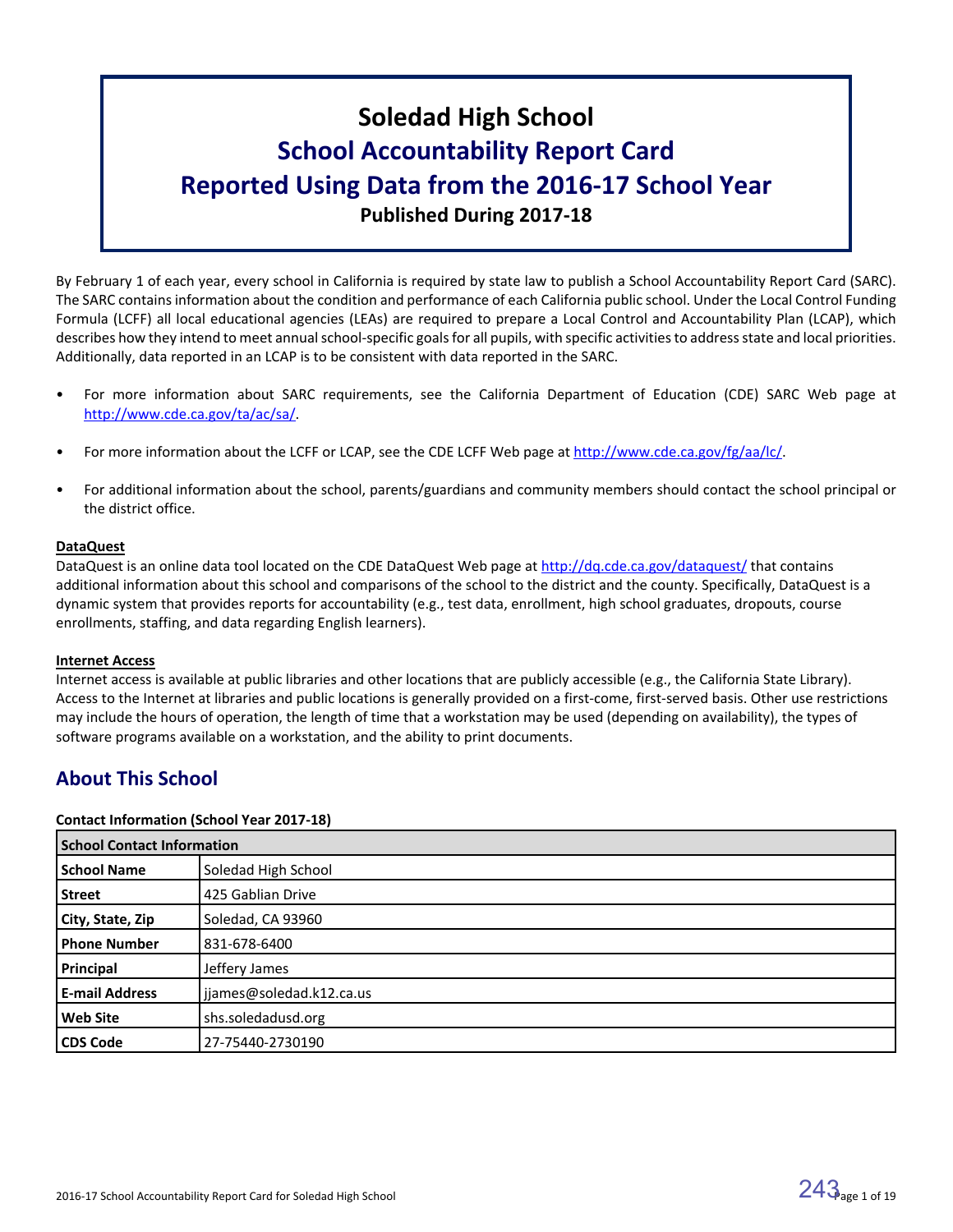# Soledad High School

## School Accountability Report Card

## Reported Using Data from the 2016-17 School Year

**Published During 2017-18**

By February 1 of each year, every school in California is required by state law to publish a School Accountability Report Card (SARC). The SARC contains information about the condition and performance of each California public school. Under the Local Control Funding Formula (LCFF) all local educational agencies (LEAs) are required to prepare a Local Control and Accountability Plan (LCAP), which describes how they intend to meet annual school-specific goals for all pupils, with specific activities to address state and local priorities. Additionally, data reported in an LCAP is to be consistent with data reported in the SARC.

- For more information about SARC requirements, see the California Department of Education (CDE) SARC Web page at http://www.cde.ca.gov/ta/ac/sa/.
- For more information about the LCFF or LCAP, see the CDE LCFF Web page at http://www.cde.ca.gov/fg/aa/lc/.
- For additional information about the school, parents/guardians and community members should contact the school principal or the district office.

**DataQuest**

DataQuest is an online data tool located on the CDE DataQuest Web page at http://dq.cde.ca.gov/dataquest/ that contains additional information about this school and comparisons of the school to the district and the county. Specifically, DataQuest is a dynamic system that provides reports for accountability (e.g., test data, enrollment, high school graduates, dropouts, course enrollments, staffing, and data regarding English learners).

**Internet Access**

Internet access is available at public libraries and other locations that are publicly accessible (e.g., the California State Library). Access to the Internet at libraries and public locations is generally provided on a first-come, first-served basis. Other use restrictions may include the hours of operation, the length of time that a workstation may be used (depending on availability), the types of software programs available on a workstation, and the ability to print documents.

## About This School

**Contact Information (School Year 2017-18)**

| School Contact Information | |
|---|---|
| **School Name** | Soledad High School |
| **Street** | 425 Gablian Drive |
| **City, State, Zip** | Soledad, CA 93960 |
| **Phone Number** | 831-678-6400 |
| **Principal** | Jeffery James |
| **E-mail Address** | jjames@soledad.k12.ca.us |
| **Web Site** | shs.soledadusd.org |
| **CDS Code** | 27-75440-2730190 |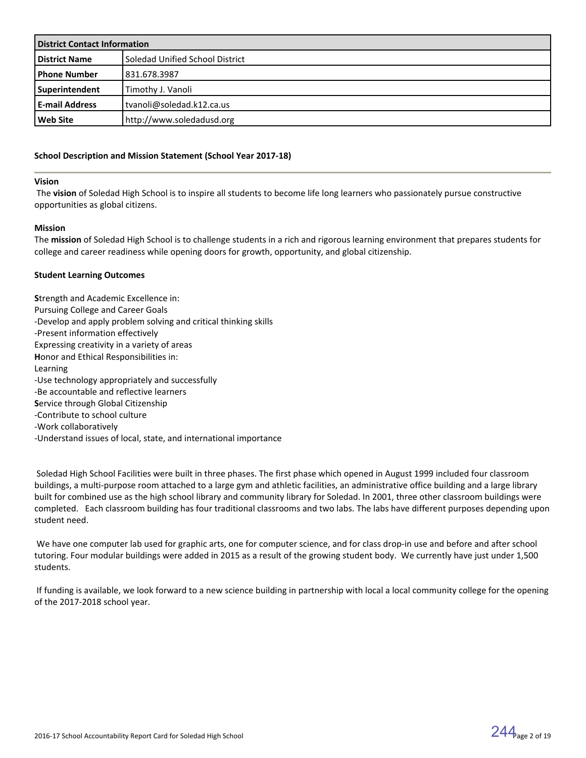| District Contact Information | |
|---|---|
| **District Name** | Soledad Unified School District |
| **Phone Number** | 831.678.3987 |
| **Superintendent** | Timothy J. Vanoli |
| **E-mail Address** | tvanoli@soledad.k12.ca.us |
| **Web Site** | http://www.soledadusd.org |

### School Description and Mission Statement (School Year 2017-18)

**Vision**

The **vision** of Soledad High School is to inspire all students to become life long learners who passionately pursue constructive opportunities as global citizens.

**Mission**

The **mission** of Soledad High School is to challenge students in a rich and rigorous learning environment that prepares students for college and career readiness while opening doors for growth, opportunity, and global citizenship.

**Student Learning Outcomes**

**S**trength and Academic Excellence in:
Pursuing College and Career Goals
-Develop and apply problem solving and critical thinking skills
-Present information effectively
Expressing creativity in a variety of areas
**H**onor and Ethical Responsibilities in:
Learning
-Use technology appropriately and successfully
-Be accountable and reflective learners
**S**ervice through Global Citizenship
-Contribute to school culture
-Work collaboratively
-Understand issues of local, state, and international importance

Soledad High School Facilities were built in three phases. The first phase which opened in August 1999 included four classroom buildings, a multi-purpose room attached to a large gym and athletic facilities, an administrative office building and a large library built for combined use as the high school library and community library for Soledad. In 2001, three other classroom buildings were completed. Each classroom building has four traditional classrooms and two labs. The labs have different purposes depending upon student need.

We have one computer lab used for graphic arts, one for computer science, and for class drop-in use and before and after school tutoring. Four modular buildings were added in 2015 as a result of the growing student body. We currently have just under 1,500 students.

If funding is available, we look forward to a new science building in partnership with local a local community college for the opening of the 2017-2018 school year.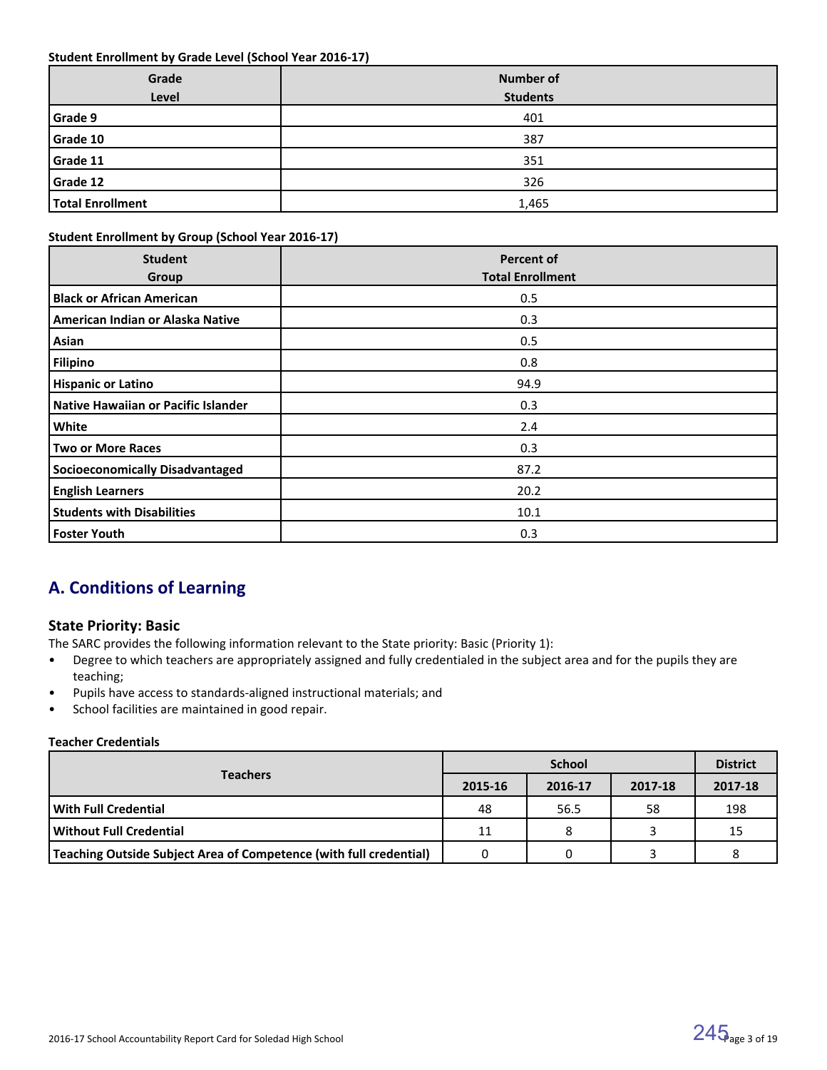**Student Enrollment by Grade Level (School Year 2016-17)**

| Grade Level | Number of Students |
|---|---|
| Grade 9 | 401 |
| Grade 10 | 387 |
| Grade 11 | 351 |
| Grade 12 | 326 |
| Total Enrollment | 1,465 |

**Student Enrollment by Group (School Year 2016-17)**

| Student Group | Percent of Total Enrollment |
|---|---|
| Black or African American | 0.5 |
| American Indian or Alaska Native | 0.3 |
| Asian | 0.5 |
| Filipino | 0.8 |
| Hispanic or Latino | 94.9 |
| Native Hawaiian or Pacific Islander | 0.3 |
| White | 2.4 |
| Two or More Races | 0.3 |
| Socioeconomically Disadvantaged | 87.2 |
| English Learners | 20.2 |
| Students with Disabilities | 10.1 |
| Foster Youth | 0.3 |

## A. Conditions of Learning

### State Priority: Basic

The SARC provides the following information relevant to the State priority: Basic (Priority 1):

- Degree to which teachers are appropriately assigned and fully credentialed in the subject area and for the pupils they are teaching;
- Pupils have access to standards-aligned instructional materials; and
- School facilities are maintained in good repair.

**Teacher Credentials**

| Teachers | School | | | District |
|---|---|---|---|---|
| | 2015-16 | 2016-17 | 2017-18 | 2017-18 |
| With Full Credential | 48 | 56.5 | 58 | 198 |
| Without Full Credential | 11 | 8 | 3 | 15 |
| Teaching Outside Subject Area of Competence (with full credential) | 0 | 0 | 3 | 8 |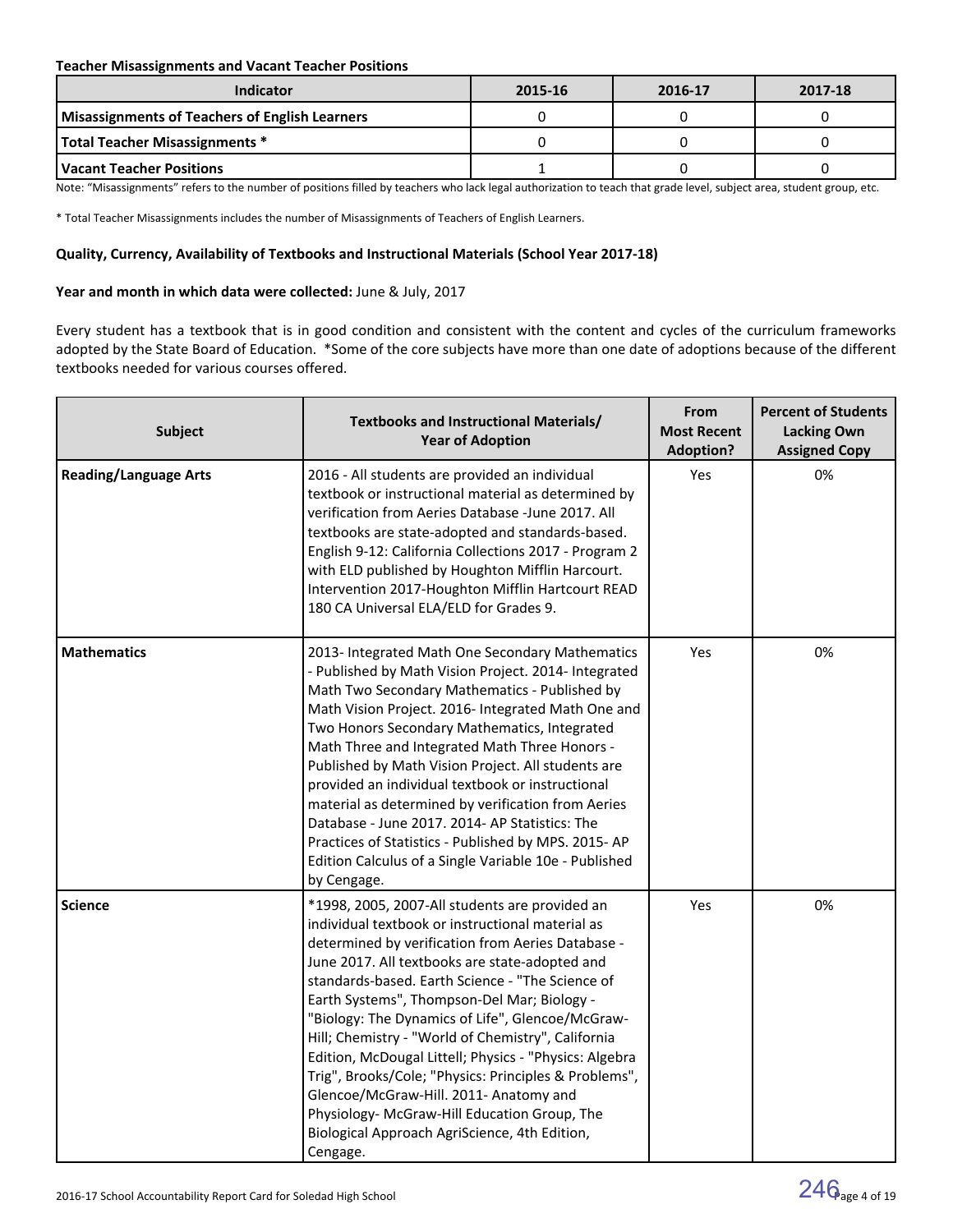**Teacher Misassignments and Vacant Teacher Positions**

| Indicator | 2015-16 | 2016-17 | 2017-18 |
|---|---|---|---|
| **Misassignments of Teachers of English Learners** | 0 | 0 | 0 |
| **Total Teacher Misassignments *** | 0 | 0 | 0 |
| **Vacant Teacher Positions** | 1 | 0 | 0 |

Note: "Misassignments" refers to the number of positions filled by teachers who lack legal authorization to teach that grade level, subject area, student group, etc.

* Total Teacher Misassignments includes the number of Misassignments of Teachers of English Learners.

**Quality, Currency, Availability of Textbooks and Instructional Materials (School Year 2017-18)**

**Year and month in which data were collected:** June & July, 2017

Every student has a textbook that is in good condition and consistent with the content and cycles of the curriculum frameworks adopted by the State Board of Education. *Some of the core subjects have more than one date of adoptions because of the different textbooks needed for various courses offered.

| Subject | Textbooks and Instructional Materials/ Year of Adoption | From Most Recent Adoption? | Percent of Students Lacking Own Assigned Copy |
|---|---|---|---|
| **Reading/Language Arts** | 2016 - All students are provided an individual textbook or instructional material as determined by verification from Aeries Database -June 2017. All textbooks are state-adopted and standards-based. English 9-12: California Collections 2017 - Program 2 with ELD published by Houghton Mifflin Harcourt. Intervention 2017-Houghton Mifflin Hartcourt READ 180 CA Universal ELA/ELD for Grades 9. | Yes | 0% |
| **Mathematics** | 2013- Integrated Math One Secondary Mathematics - Published by Math Vision Project. 2014- Integrated Math Two Secondary Mathematics - Published by Math Vision Project. 2016- Integrated Math One and Two Honors Secondary Mathematics, Integrated Math Three and Integrated Math Three Honors - Published by Math Vision Project. All students are provided an individual textbook or instructional material as determined by verification from Aeries Database - June 2017. 2014- AP Statistics: The Practices of Statistics - Published by MPS. 2015- AP Edition Calculus of a Single Variable 10e - Published by Cengage. | Yes | 0% |
| **Science** | *1998, 2005, 2007-All students are provided an individual textbook or instructional material as determined by verification from Aeries Database - June 2017. All textbooks are state-adopted and standards-based. Earth Science - "The Science of Earth Systems", Thompson-Del Mar; Biology - "Biology: The Dynamics of Life", Glencoe/McGraw-Hill; Chemistry - "World of Chemistry", California Edition, McDougal Littell; Physics - "Physics: Algebra Trig", Brooks/Cole; "Physics: Principles & Problems", Glencoe/McGraw-Hill. 2011- Anatomy and Physiology- McGraw-Hill Education Group, The Biological Approach AgriScience, 4th Edition, Cengage. | Yes | 0% |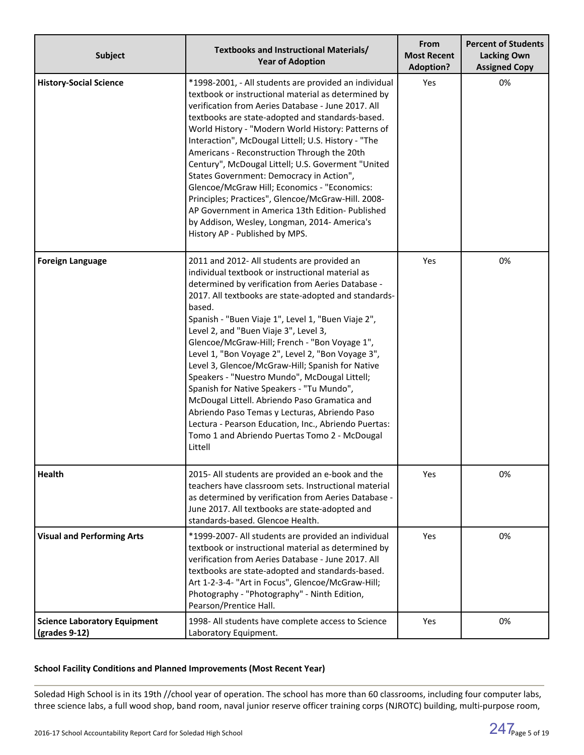| Subject | Textbooks and Instructional Materials/ Year of Adoption | From Most Recent Adoption? | Percent of Students Lacking Own Assigned Copy |
|---|---|---|---|
| **History-Social Science** | *1998-2001, - All students are provided an individual textbook or instructional material as determined by verification from Aeries Database - June 2017. All textbooks are state-adopted and standards-based. World History - "Modern World History: Patterns of Interaction", McDougal Littell; U.S. History - "The Americans - Reconstruction Through the 20th Century", McDougal Littell; U.S. Goverment "United States Government: Democracy in Action", Glencoe/McGraw Hill; Economics - "Economics: Principles; Practices", Glencoe/McGraw-Hill. 2008- AP Government in America 13th Edition- Published by Addison, Wesley, Longman, 2014- America's History AP - Published by MPS. | Yes | 0% |
| **Foreign Language** | 2011 and 2012- All students are provided an individual textbook or instructional material as determined by verification from Aeries Database - 2017. All textbooks are state-adopted and standards-based. Spanish - "Buen Viaje 1", Level 1, "Buen Viaje 2", Level 2, and "Buen Viaje 3", Level 3, Glencoe/McGraw-Hill; French - "Bon Voyage 1", Level 1, "Bon Voyage 2", Level 2, "Bon Voyage 3", Level 3, Glencoe/McGraw-Hill; Spanish for Native Speakers - "Nuestro Mundo", McDougal Littell; Spanish for Native Speakers - "Tu Mundo", McDougal Littell. Abriendo Paso Gramatica and Abriendo Paso Temas y Lecturas, Abriendo Paso Lectura - Pearson Education, Inc., Abriendo Puertas: Tomo 1 and Abriendo Puertas Tomo 2 - McDougal Littell | Yes | 0% |
| **Health** | 2015- All students are provided an e-book and the teachers have classroom sets. Instructional material as determined by verification from Aeries Database - June 2017. All textbooks are state-adopted and standards-based. Glencoe Health. | Yes | 0% |
| **Visual and Performing Arts** | *1999-2007- All students are provided an individual textbook or instructional material as determined by verification from Aeries Database - June 2017. All textbooks are state-adopted and standards-based. Art 1-2-3-4- "Art in Focus", Glencoe/McGraw-Hill; Photography - "Photography" - Ninth Edition, Pearson/Prentice Hall. | Yes | 0% |
| **Science Laboratory Equipment (grades 9-12)** | 1998- All students have complete access to Science Laboratory Equipment. | Yes | 0% |

**School Facility Conditions and Planned Improvements (Most Recent Year)**

Soledad High School is in its 19th //chool year of operation. The school has more than 60 classrooms, including four computer labs, three science labs, a full wood shop, band room, naval junior reserve officer training corps (NJROTC) building, multi-purpose room,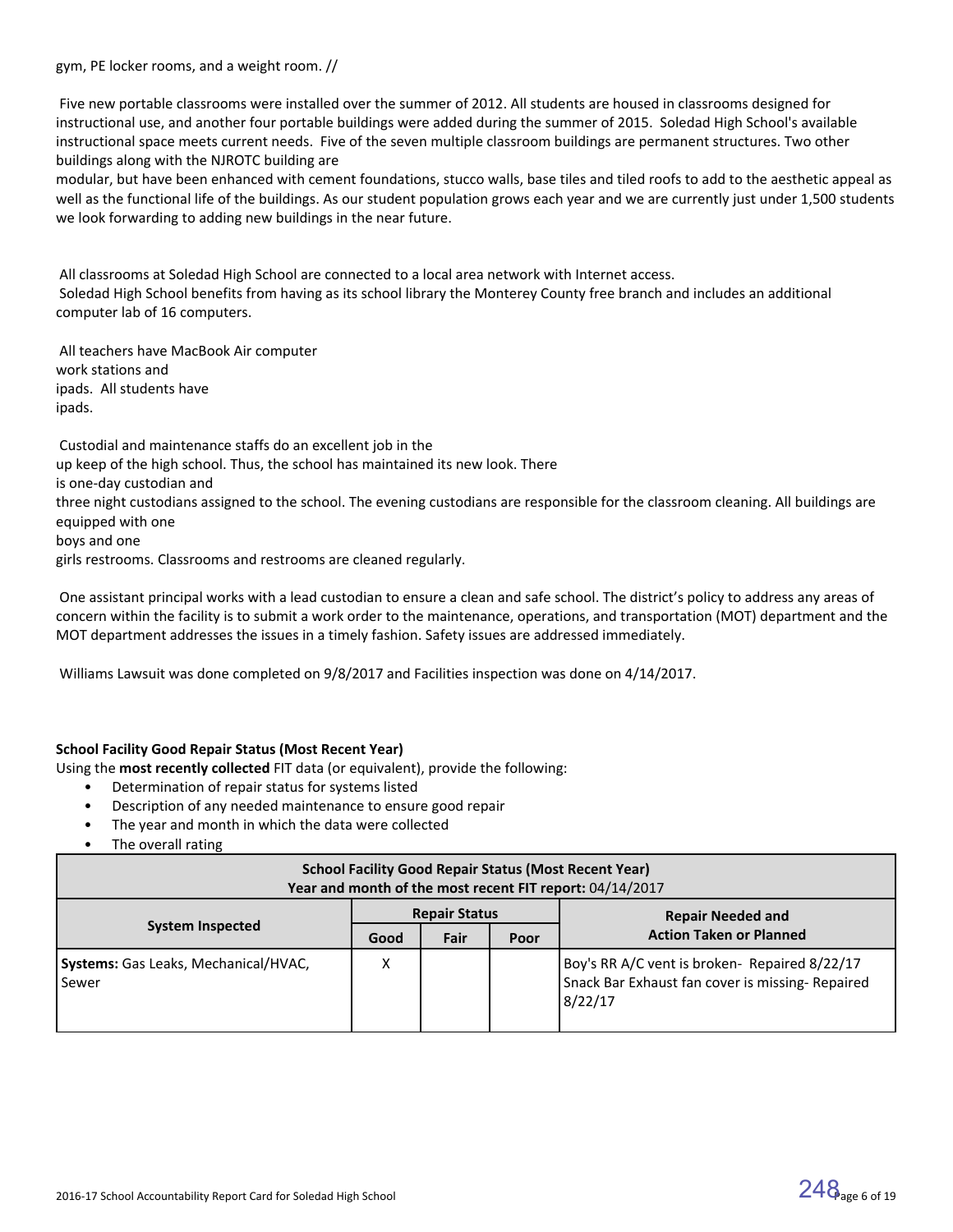gym, PE locker rooms, and a weight room. //

Five new portable classrooms were installed over the summer of 2012. All students are housed in classrooms designed for instructional use, and another four portable buildings were added during the summer of 2015. Soledad High School's available instructional space meets current needs. Five of the seven multiple classroom buildings are permanent structures. Two other buildings along with the NJROTC building are modular, but have been enhanced with cement foundations, stucco walls, base tiles and tiled roofs to add to the aesthetic appeal as well as the functional life of the buildings. As our student population grows each year and we are currently just under 1,500 students we look forwarding to adding new buildings in the near future.

All classrooms at Soledad High School are connected to a local area network with Internet access.
Soledad High School benefits from having as its school library the Monterey County free branch and includes an additional computer lab of 16 computers.

All teachers have MacBook Air computer work stations and ipads. All students have ipads.

Custodial and maintenance staffs do an excellent job in the up keep of the high school. Thus, the school has maintained its new look. There is one-day custodian and three night custodians assigned to the school. The evening custodians are responsible for the classroom cleaning. All buildings are equipped with one boys and one girls restrooms. Classrooms and restrooms are cleaned regularly.

One assistant principal works with a lead custodian to ensure a clean and safe school. The district's policy to address any areas of concern within the facility is to submit a work order to the maintenance, operations, and transportation (MOT) department and the MOT department addresses the issues in a timely fashion. Safety issues are addressed immediately.

Williams Lawsuit was done completed on 9/8/2017 and Facilities inspection was done on 4/14/2017.

**School Facility Good Repair Status (Most Recent Year)**

Using the **most recently collected** FIT data (or equivalent), provide the following:

- Determination of repair status for systems listed
- Description of any needed maintenance to ensure good repair
- The year and month in which the data were collected
- The overall rating

| **School Facility Good Repair Status (Most Recent Year)** Year and month of the most recent FIT report: 04/14/2017 | | | | |
|---|---|---|---|---|
| **System Inspected** | **Repair Status** | | | **Repair Needed and Action Taken or Planned** |
| | **Good** | **Fair** | **Poor** | |
| **Systems:** Gas Leaks, Mechanical/HVAC, Sewer | X | | | Boy's RR A/C vent is broken- Repaired 8/22/17 Snack Bar Exhaust fan cover is missing- Repaired 8/22/17 |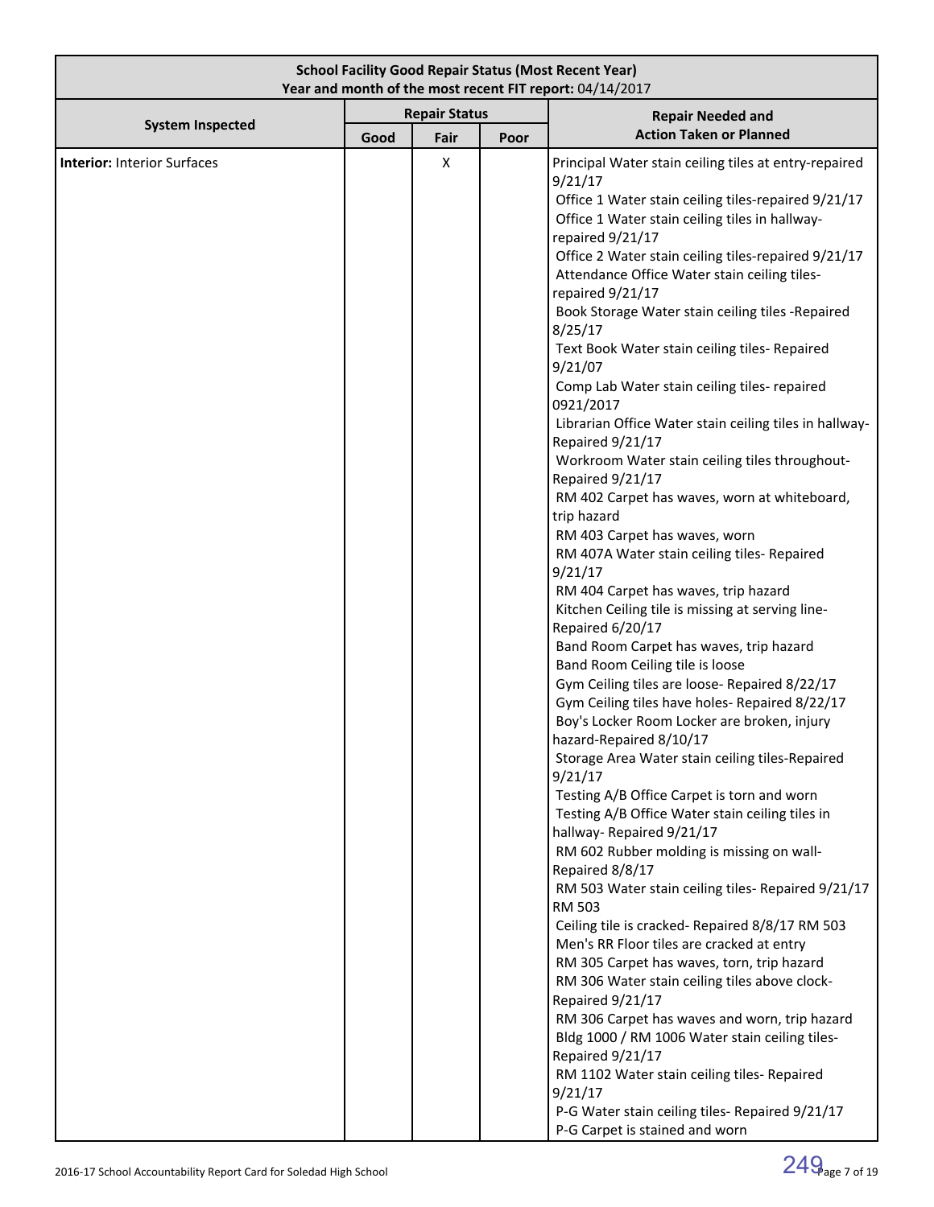| School Facility Good Repair Status (Most Recent Year)<br>Year and month of the most recent FIT report: 04/14/2017 | | | | |
|---|---|---|---|---|
| **System Inspected** | **Repair Status** | | | **Repair Needed and Action Taken or Planned** |
| | **Good** | **Fair** | **Poor** | |
| **Interior:** Interior Surfaces | | X | | Principal Water stain ceiling tiles at entry-repaired 9/21/17<br>Office 1 Water stain ceiling tiles-repaired 9/21/17<br>Office 1 Water stain ceiling tiles in hallway-repaired 9/21/17<br>Office 2 Water stain ceiling tiles-repaired 9/21/17<br>Attendance Office Water stain ceiling tiles-repaired 9/21/17<br>Book Storage Water stain ceiling tiles -Repaired 8/25/17<br>Text Book Water stain ceiling tiles- Repaired 9/21/07<br>Comp Lab Water stain ceiling tiles- repaired 0921/2017<br>Librarian Office Water stain ceiling tiles in hallway-Repaired 9/21/17<br>Workroom Water stain ceiling tiles throughout-Repaired 9/21/17<br>RM 402 Carpet has waves, worn at whiteboard, trip hazard<br>RM 403 Carpet has waves, worn<br>RM 407A Water stain ceiling tiles- Repaired 9/21/17<br>RM 404 Carpet has waves, trip hazard<br>Kitchen Ceiling tile is missing at serving line-Repaired 6/20/17<br>Band Room Carpet has waves, trip hazard<br>Band Room Ceiling tile is loose<br>Gym Ceiling tiles are loose- Repaired 8/22/17<br>Gym Ceiling tiles have holes- Repaired 8/22/17<br>Boy's Locker Room Locker are broken, injury hazard-Repaired 8/10/17<br>Storage Area Water stain ceiling tiles-Repaired 9/21/17<br>Testing A/B Office Carpet is torn and worn<br>Testing A/B Office Water stain ceiling tiles in hallway- Repaired 9/21/17<br>RM 602 Rubber molding is missing on wall-Repaired 8/8/17<br>RM 503 Water stain ceiling tiles- Repaired 9/21/17 RM 503<br>Ceiling tile is cracked- Repaired 8/8/17 RM 503<br>Men's RR Floor tiles are cracked at entry<br>RM 305 Carpet has waves, torn, trip hazard<br>RM 306 Water stain ceiling tiles above clock-Repaired 9/21/17<br>RM 306 Carpet has waves and worn, trip hazard<br>Bldg 1000 / RM 1006 Water stain ceiling tiles-Repaired 9/21/17<br>RM 1102 Water stain ceiling tiles- Repaired 9/21/17<br>P-G Water stain ceiling tiles- Repaired 9/21/17<br>P-G Carpet is stained and worn |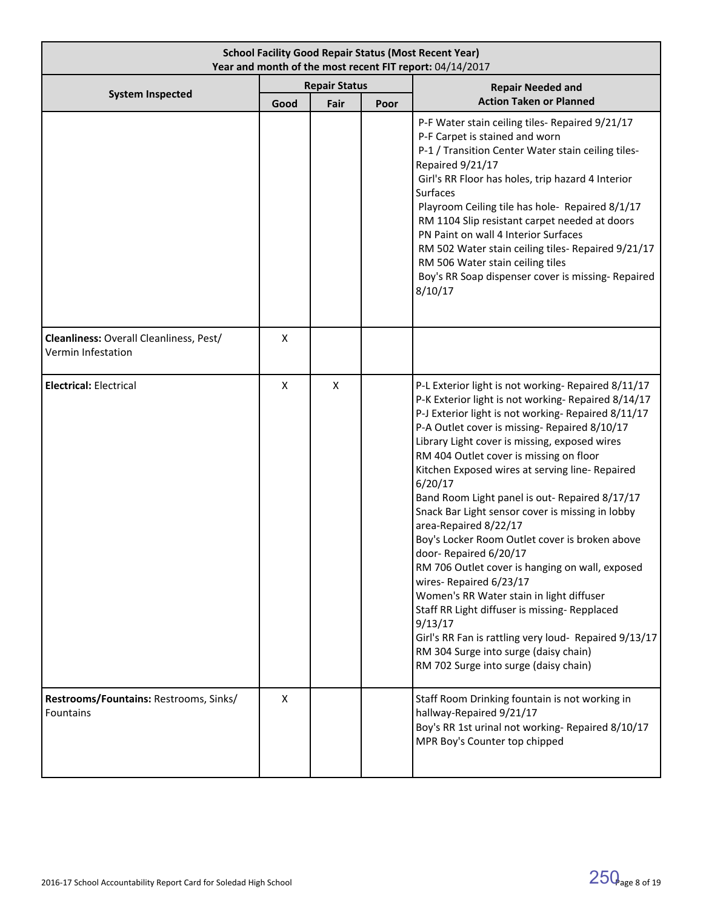| School Facility Good Repair Status (Most Recent Year)<br>Year and month of the most recent FIT report: 04/14/2017 | | | | |
|---|---|---|---|---|
| **System Inspected** | **Repair Status** | | | **Repair Needed and Action Taken or Planned** |
| | **Good** | **Fair** | **Poor** | |
| | | | | P-F Water stain ceiling tiles- Repaired 9/21/17<br>P-F Carpet is stained and worn<br>P-1 / Transition Center Water stain ceiling tiles- Repaired 9/21/17<br>Girl's RR Floor has holes, trip hazard 4 Interior Surfaces<br>Playroom Ceiling tile has hole- Repaired 8/1/17<br>RM 1104 Slip resistant carpet needed at doors<br>PN Paint on wall 4 Interior Surfaces<br>RM 502 Water stain ceiling tiles- Repaired 9/21/17<br>RM 506 Water stain ceiling tiles<br>Boy's RR Soap dispenser cover is missing- Repaired 8/10/17 |
| **Cleanliness:** Overall Cleanliness, Pest/ Vermin Infestation | X | | | |
| **Electrical:** Electrical | X | X | | P-L Exterior light is not working- Repaired 8/11/17<br>P-K Exterior light is not working- Repaired 8/14/17<br>P-J Exterior light is not working- Repaired 8/11/17<br>P-A Outlet cover is missing- Repaired 8/10/17<br>Library Light cover is missing, exposed wires<br>RM 404 Outlet cover is missing on floor<br>Kitchen Exposed wires at serving line- Repaired 6/20/17<br>Band Room Light panel is out- Repaired 8/17/17<br>Snack Bar Light sensor cover is missing in lobby area-Repaired 8/22/17<br>Boy's Locker Room Outlet cover is broken above door- Repaired 6/20/17<br>RM 706 Outlet cover is hanging on wall, exposed wires- Repaired 6/23/17<br>Women's RR Water stain in light diffuser<br>Staff RR Light diffuser is missing- Repplaced 9/13/17<br>Girl's RR Fan is rattling very loud- Repaired 9/13/17<br>RM 304 Surge into surge (daisy chain)<br>RM 702 Surge into surge (daisy chain) |
| **Restrooms/Fountains:** Restrooms, Sinks/ Fountains | X | | | Staff Room Drinking fountain is not working in hallway-Repaired 9/21/17<br>Boy's RR 1st urinal not working- Repaired 8/10/17<br>MPR Boy's Counter top chipped |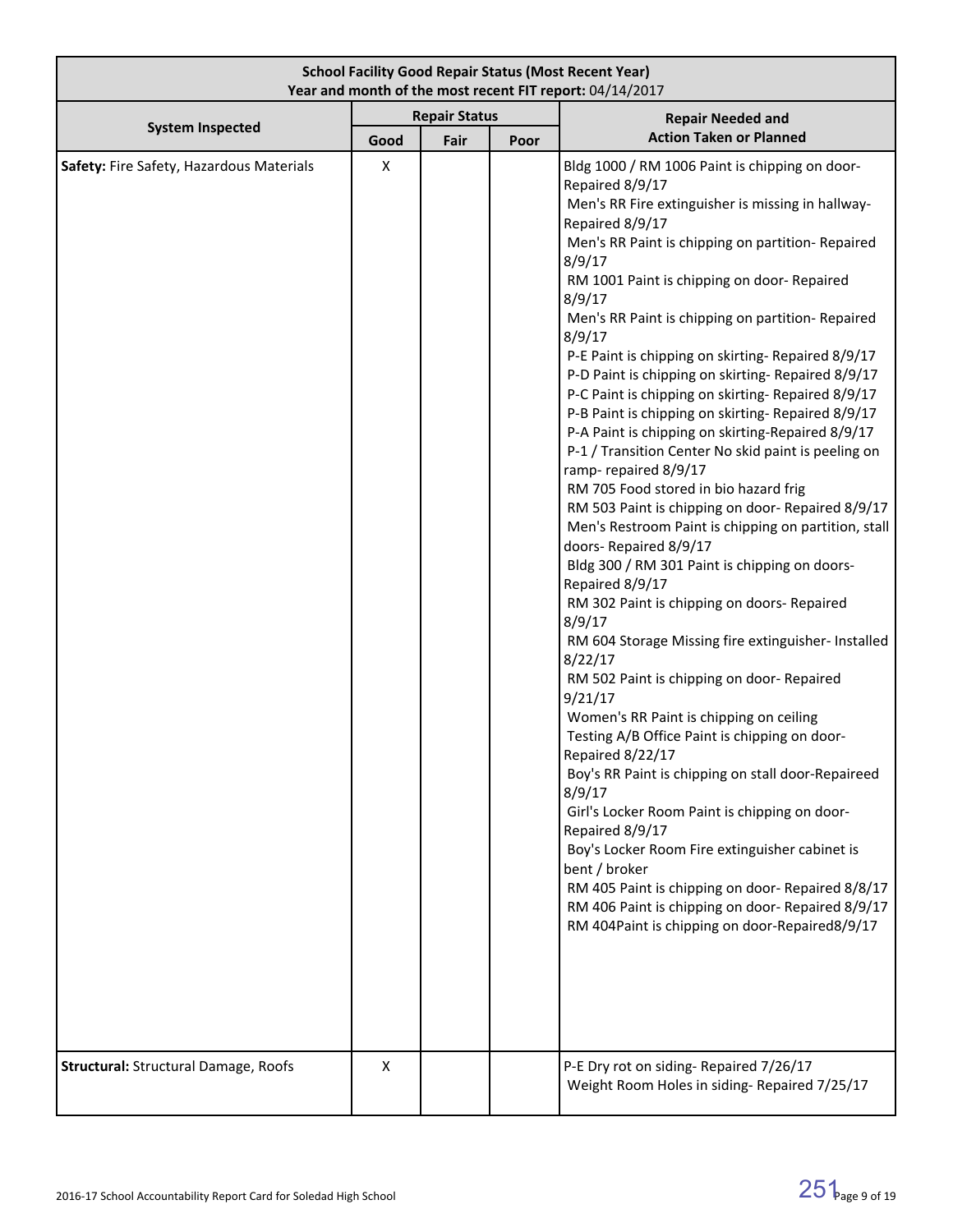| School Facility Good Repair Status (Most Recent Year)<br>Year and month of the most recent FIT report: 04/14/2017 | | | | |
|---|---|---|---|---|
| **System Inspected** | **Repair Status** | | | **Repair Needed and Action Taken or Planned** |
| | **Good** | **Fair** | **Poor** | |
| **Safety:** Fire Safety, Hazardous Materials | X | | | Bldg 1000 / RM 1006 Paint is chipping on door- Repaired 8/9/17<br>Men's RR Fire extinguisher is missing in hallway- Repaired 8/9/17<br>Men's RR Paint is chipping on partition- Repaired 8/9/17<br>RM 1001 Paint is chipping on door- Repaired 8/9/17<br>Men's RR Paint is chipping on partition- Repaired 8/9/17<br>P-E Paint is chipping on skirting- Repaired 8/9/17<br>P-D Paint is chipping on skirting- Repaired 8/9/17<br>P-C Paint is chipping on skirting- Repaired 8/9/17<br>P-B Paint is chipping on skirting- Repaired 8/9/17<br>P-A Paint is chipping on skirting-Repaired 8/9/17<br>P-1 / Transition Center No skid paint is peeling on ramp- repaired 8/9/17<br>RM 705 Food stored in bio hazard frig<br>RM 503 Paint is chipping on door- Repaired 8/9/17<br>Men's Restroom Paint is chipping on partition, stall doors- Repaired 8/9/17<br>Bldg 300 / RM 301 Paint is chipping on doors- Repaired 8/9/17<br>RM 302 Paint is chipping on doors- Repaired 8/9/17<br>RM 604 Storage Missing fire extinguisher- Installed 8/22/17<br>RM 502 Paint is chipping on door- Repaired 9/21/17<br>Women's RR Paint is chipping on ceiling<br>Testing A/B Office Paint is chipping on door- Repaired 8/22/17<br>Boy's RR Paint is chipping on stall door-Repaireed 8/9/17<br>Girl's Locker Room Paint is chipping on door- Repaired 8/9/17<br>Boy's Locker Room Fire extinguisher cabinet is bent / broker<br>RM 405 Paint is chipping on door- Repaired 8/8/17<br>RM 406 Paint is chipping on door- Repaired 8/9/17<br>RM 404Paint is chipping on door-Repaired8/9/17 |
| **Structural:** Structural Damage, Roofs | X | | | P-E Dry rot on siding- Repaired 7/26/17<br>Weight Room Holes in siding- Repaired 7/25/17 |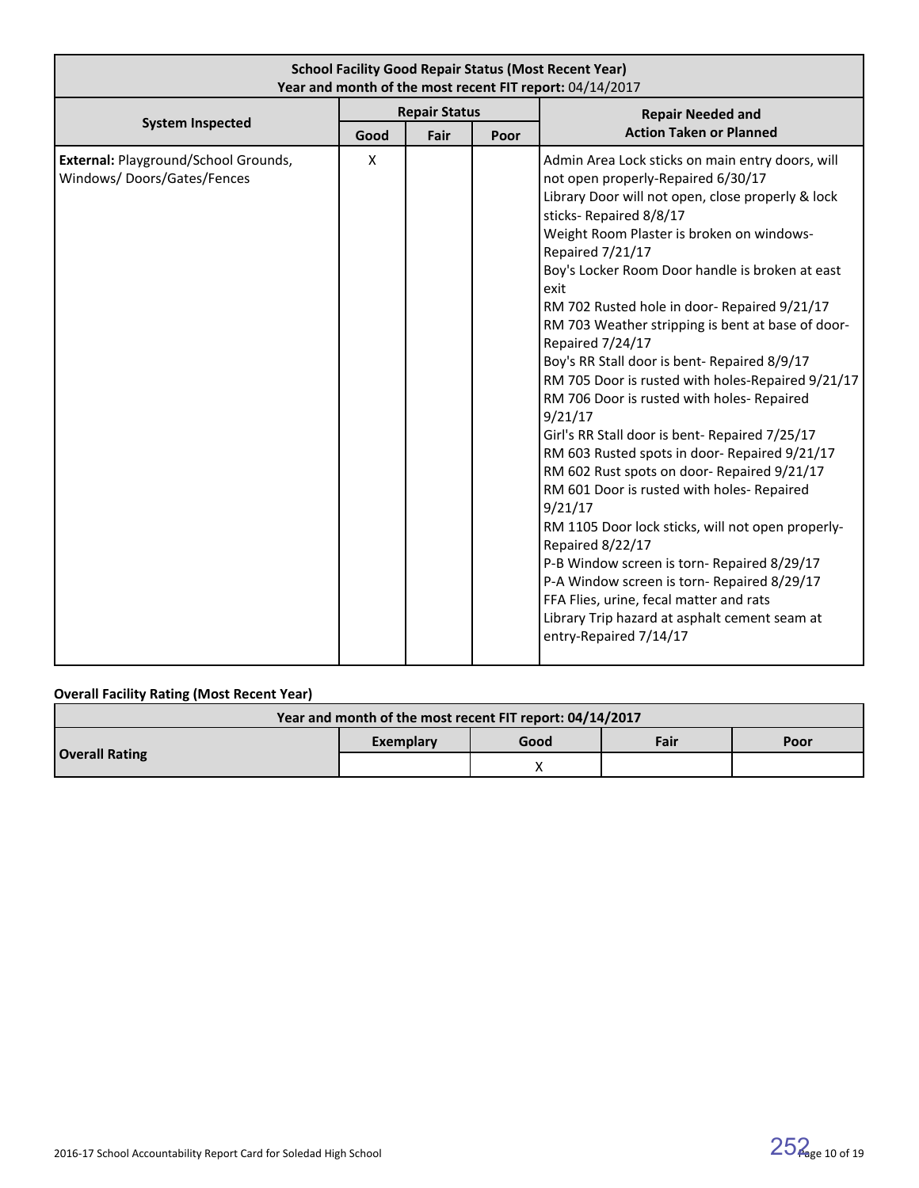| School Facility Good Repair Status (Most Recent Year) Year and month of the most recent FIT report: 04/14/2017 | | | | |
|---|---|---|---|---|
| System Inspected | Repair Status | | | Repair Needed and Action Taken or Planned |
| | Good | Fair | Poor | |
| **External:** Playground/School Grounds, Windows/ Doors/Gates/Fences | X | | | Admin Area Lock sticks on main entry doors, will not open properly-Repaired 6/30/17<br>Library Door will not open, close properly & lock sticks- Repaired 8/8/17<br>Weight Room Plaster is broken on windows- Repaired 7/21/17<br>Boy's Locker Room Door handle is broken at east exit<br>RM 702 Rusted hole in door- Repaired 9/21/17<br>RM 703 Weather stripping is bent at base of door- Repaired 7/24/17<br>Boy's RR Stall door is bent- Repaired 8/9/17<br>RM 705 Door is rusted with holes-Repaired 9/21/17<br>RM 706 Door is rusted with holes- Repaired 9/21/17<br>Girl's RR Stall door is bent- Repaired 7/25/17<br>RM 603 Rusted spots in door- Repaired 9/21/17<br>RM 602 Rust spots on door- Repaired 9/21/17<br>RM 601 Door is rusted with holes- Repaired 9/21/17<br>RM 1105 Door lock sticks, will not open properly- Repaired 8/22/17<br>P-B Window screen is torn- Repaired 8/29/17<br>P-A Window screen is torn- Repaired 8/29/17<br>FFA Flies, urine, fecal matter and rats<br>Library Trip hazard at asphalt cement seam at entry-Repaired 7/14/17 |

**Overall Facility Rating (Most Recent Year)**

| Year and month of the most recent FIT report: 04/14/2017 | | | | |
|---|---|---|---|---|
| Overall Rating | Exemplary | Good | Fair | Poor |
| | | X | | |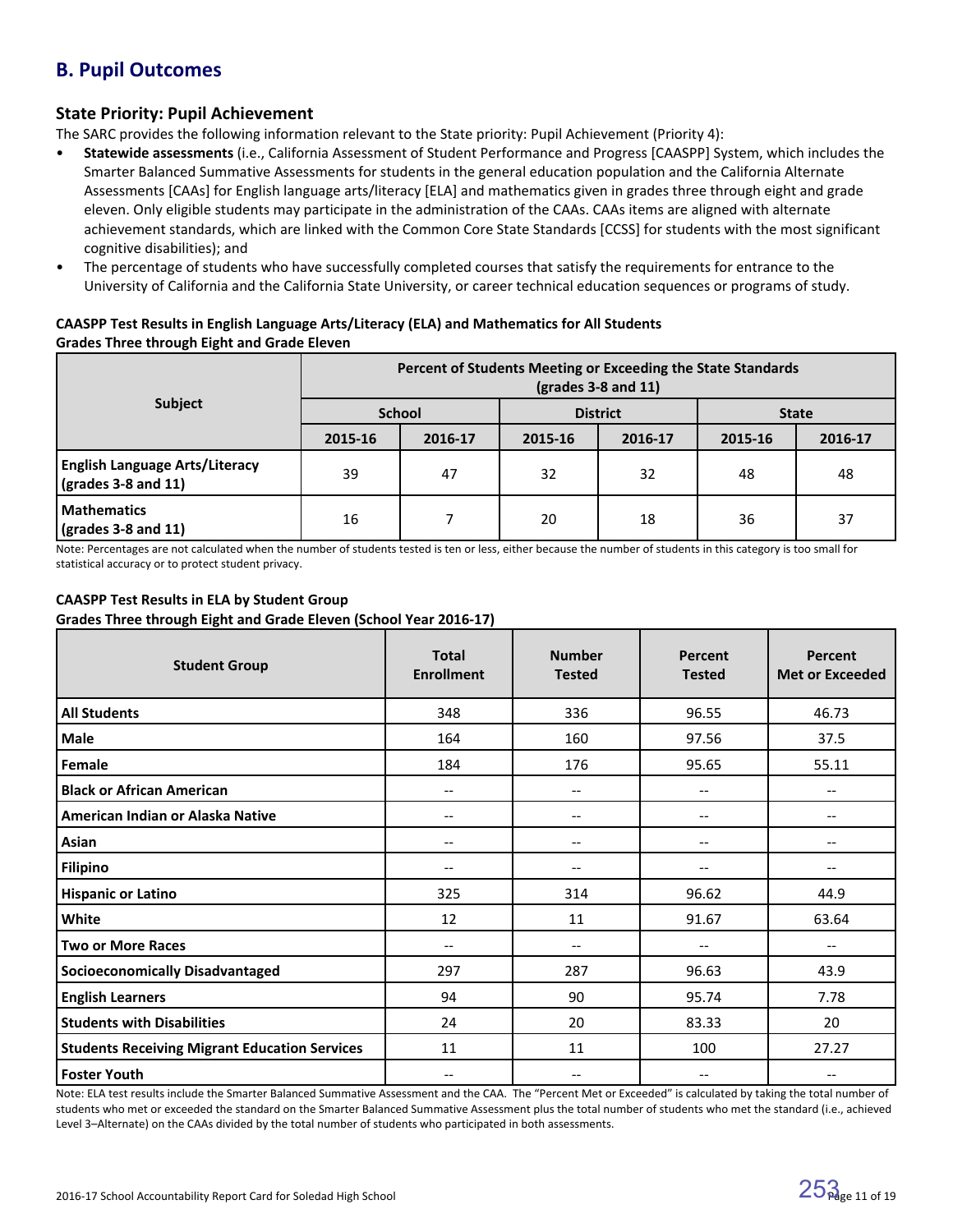## B. Pupil Outcomes

### State Priority: Pupil Achievement

The SARC provides the following information relevant to the State priority: Pupil Achievement (Priority 4):

- **Statewide assessments** (i.e., California Assessment of Student Performance and Progress [CAASPP] System, which includes the Smarter Balanced Summative Assessments for students in the general education population and the California Alternate Assessments [CAAs] for English language arts/literacy [ELA] and mathematics given in grades three through eight and grade eleven. Only eligible students may participate in the administration of the CAAs. CAAs items are aligned with alternate achievement standards, which are linked with the Common Core State Standards [CCSS] for students with the most significant cognitive disabilities); and
- The percentage of students who have successfully completed courses that satisfy the requirements for entrance to the University of California and the California State University, or career technical education sequences or programs of study.

**CAASPP Test Results in English Language Arts/Literacy (ELA) and Mathematics for All Students**
**Grades Three through Eight and Grade Eleven**

| Subject | Percent of Students Meeting or Exceeding the State Standards (grades 3-8 and 11) | | | | | |
|---|---|---|---|---|---|---|
| | School | | District | | State | |
| | 2015-16 | 2016-17 | 2015-16 | 2016-17 | 2015-16 | 2016-17 |
| **English Language Arts/Literacy (grades 3-8 and 11)** | 39 | 47 | 32 | 32 | 48 | 48 |
| **Mathematics (grades 3-8 and 11)** | 16 | 7 | 20 | 18 | 36 | 37 |

Note: Percentages are not calculated when the number of students tested is ten or less, either because the number of students in this category is too small for statistical accuracy or to protect student privacy.

**CAASPP Test Results in ELA by Student Group**
**Grades Three through Eight and Grade Eleven (School Year 2016-17)**

| Student Group | Total Enrollment | Number Tested | Percent Tested | Percent Met or Exceeded |
|---|---|---|---|---|
| **All Students** | 348 | 336 | 96.55 | 46.73 |
| **Male** | 164 | 160 | 97.56 | 37.5 |
| **Female** | 184 | 176 | 95.65 | 55.11 |
| **Black or African American** | -- | -- | -- | -- |
| **American Indian or Alaska Native** | -- | -- | -- | -- |
| **Asian** | -- | -- | -- | -- |
| **Filipino** | -- | -- | -- | -- |
| **Hispanic or Latino** | 325 | 314 | 96.62 | 44.9 |
| **White** | 12 | 11 | 91.67 | 63.64 |
| **Two or More Races** | -- | -- | -- | -- |
| **Socioeconomically Disadvantaged** | 297 | 287 | 96.63 | 43.9 |
| **English Learners** | 94 | 90 | 95.74 | 7.78 |
| **Students with Disabilities** | 24 | 20 | 83.33 | 20 |
| **Students Receiving Migrant Education Services** | 11 | 11 | 100 | 27.27 |
| **Foster Youth** | -- | -- | -- | -- |

Note: ELA test results include the Smarter Balanced Summative Assessment and the CAA. The "Percent Met or Exceeded" is calculated by taking the total number of students who met or exceeded the standard on the Smarter Balanced Summative Assessment plus the total number of students who met the standard (i.e., achieved Level 3–Alternate) on the CAAs divided by the total number of students who participated in both assessments.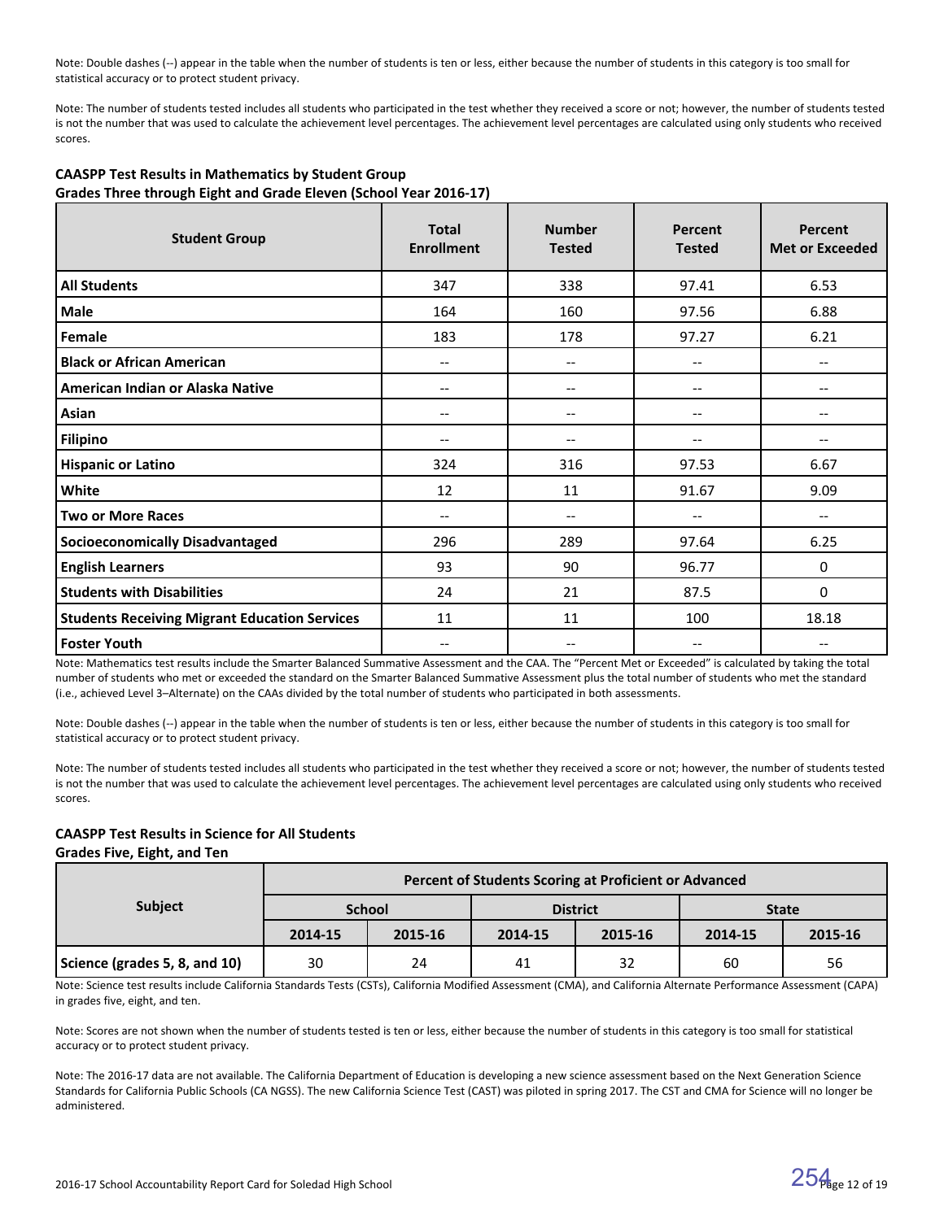Note: Double dashes (--) appear in the table when the number of students is ten or less, either because the number of students in this category is too small for statistical accuracy or to protect student privacy.

Note: The number of students tested includes all students who participated in the test whether they received a score or not; however, the number of students tested is not the number that was used to calculate the achievement level percentages. The achievement level percentages are calculated using only students who received scores.

**CAASPP Test Results in Mathematics by Student Group**
**Grades Three through Eight and Grade Eleven (School Year 2016-17)**

| Student Group | Total Enrollment | Number Tested | Percent Tested | Percent Met or Exceeded |
|---|---|---|---|---|
| **All Students** | 347 | 338 | 97.41 | 6.53 |
| **Male** | 164 | 160 | 97.56 | 6.88 |
| **Female** | 183 | 178 | 97.27 | 6.21 |
| **Black or African American** | -- | -- | -- | -- |
| **American Indian or Alaska Native** | -- | -- | -- | -- |
| **Asian** | -- | -- | -- | -- |
| **Filipino** | -- | -- | -- | -- |
| **Hispanic or Latino** | 324 | 316 | 97.53 | 6.67 |
| **White** | 12 | 11 | 91.67 | 9.09 |
| **Two or More Races** | -- | -- | -- | -- |
| **Socioeconomically Disadvantaged** | 296 | 289 | 97.64 | 6.25 |
| **English Learners** | 93 | 90 | 96.77 | 0 |
| **Students with Disabilities** | 24 | 21 | 87.5 | 0 |
| **Students Receiving Migrant Education Services** | 11 | 11 | 100 | 18.18 |
| **Foster Youth** | -- | -- | -- | -- |

Note: Mathematics test results include the Smarter Balanced Summative Assessment and the CAA. The "Percent Met or Exceeded" is calculated by taking the total number of students who met or exceeded the standard on the Smarter Balanced Summative Assessment plus the total number of students who met the standard (i.e., achieved Level 3–Alternate) on the CAAs divided by the total number of students who participated in both assessments.

Note: Double dashes (--) appear in the table when the number of students is ten or less, either because the number of students in this category is too small for statistical accuracy or to protect student privacy.

Note: The number of students tested includes all students who participated in the test whether they received a score or not; however, the number of students tested is not the number that was used to calculate the achievement level percentages. The achievement level percentages are calculated using only students who received scores.

**CAASPP Test Results in Science for All Students**
**Grades Five, Eight, and Ten**

| Subject | Percent of Students Scoring at Proficient or Advanced | | | | | |
|---|---|---|---|---|---|---|
| | School | | District | | State | |
| | 2014-15 | 2015-16 | 2014-15 | 2015-16 | 2014-15 | 2015-16 |
| **Science (grades 5, 8, and 10)** | 30 | 24 | 41 | 32 | 60 | 56 |

Note: Science test results include California Standards Tests (CSTs), California Modified Assessment (CMA), and California Alternate Performance Assessment (CAPA) in grades five, eight, and ten.

Note: Scores are not shown when the number of students tested is ten or less, either because the number of students in this category is too small for statistical accuracy or to protect student privacy.

Note: The 2016-17 data are not available. The California Department of Education is developing a new science assessment based on the Next Generation Science Standards for California Public Schools (CA NGSS). The new California Science Test (CAST) was piloted in spring 2017. The CST and CMA for Science will no longer be administered.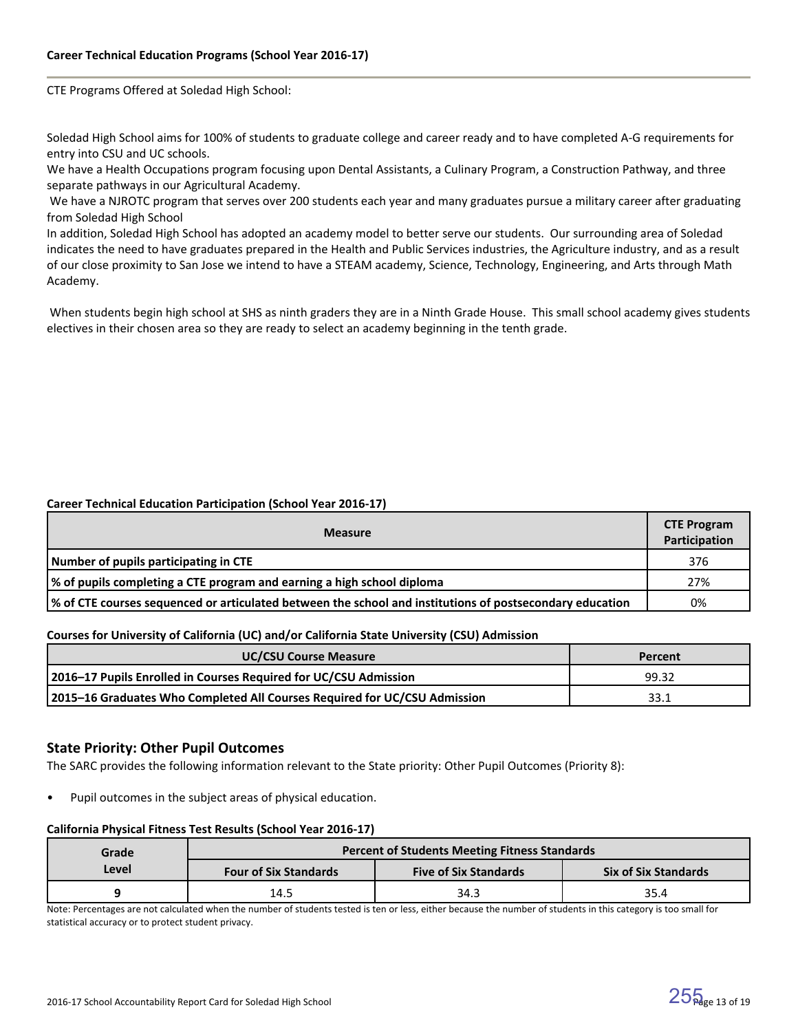### Career Technical Education Programs (School Year 2016-17)

CTE Programs Offered at Soledad High School:

Soledad High School aims for 100% of students to graduate college and career ready and to have completed A-G requirements for entry into CSU and UC schools.
We have a Health Occupations program focusing upon Dental Assistants, a Culinary Program, a Construction Pathway, and three separate pathways in our Agricultural Academy.
We have a NJROTC program that serves over 200 students each year and many graduates pursue a military career after graduating from Soledad High School
In addition, Soledad High School has adopted an academy model to better serve our students. Our surrounding area of Soledad indicates the need to have graduates prepared in the Health and Public Services industries, the Agriculture industry, and as a result of our close proximity to San Jose we intend to have a STEAM academy, Science, Technology, Engineering, and Arts through Math Academy.

When students begin high school at SHS as ninth graders they are in a Ninth Grade House. This small school academy gives students electives in their chosen area so they are ready to select an academy beginning in the tenth grade.

**Career Technical Education Participation (School Year 2016-17)**

| Measure | CTE Program Participation |
|---|---|
| Number of pupils participating in CTE | 376 |
| % of pupils completing a CTE program and earning a high school diploma | 27% |
| % of CTE courses sequenced or articulated between the school and institutions of postsecondary education | 0% |

**Courses for University of California (UC) and/or California State University (CSU) Admission**

| UC/CSU Course Measure | Percent |
|---|---|
| 2016–17 Pupils Enrolled in Courses Required for UC/CSU Admission | 99.32 |
| 2015–16 Graduates Who Completed All Courses Required for UC/CSU Admission | 33.1 |

## State Priority: Other Pupil Outcomes

The SARC provides the following information relevant to the State priority: Other Pupil Outcomes (Priority 8):

- Pupil outcomes in the subject areas of physical education.

**California Physical Fitness Test Results (School Year 2016-17)**

| Grade Level | Percent of Students Meeting Fitness Standards | | |
|---|---|---|---|
| | Four of Six Standards | Five of Six Standards | Six of Six Standards |
| 9 | 14.5 | 34.3 | 35.4 |

Note: Percentages are not calculated when the number of students tested is ten or less, either because the number of students in this category is too small for statistical accuracy or to protect student privacy.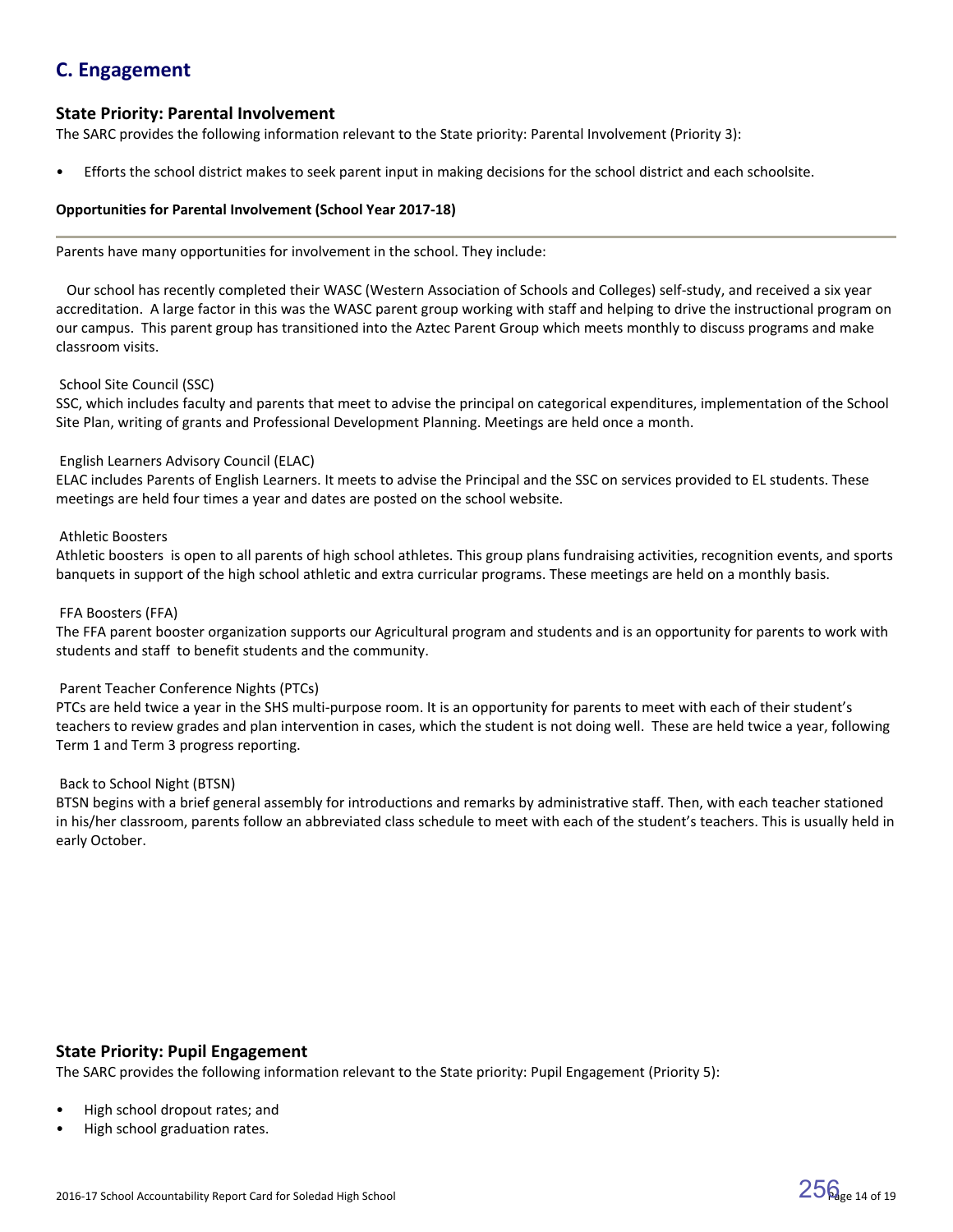## C. Engagement

### State Priority: Parental Involvement

The SARC provides the following information relevant to the State priority: Parental Involvement (Priority 3):

- Efforts the school district makes to seek parent input in making decisions for the school district and each schoolsite.

**Opportunities for Parental Involvement (School Year 2017-18)**

---

Parents have many opportunities for involvement in the school. They include:

Our school has recently completed their WASC (Western Association of Schools and Colleges) self-study, and received a six year accreditation. A large factor in this was the WASC parent group working with staff and helping to drive the instructional program on our campus. This parent group has transitioned into the Aztec Parent Group which meets monthly to discuss programs and make classroom visits.

School Site Council (SSC)
SSC, which includes faculty and parents that meet to advise the principal on categorical expenditures, implementation of the School Site Plan, writing of grants and Professional Development Planning. Meetings are held once a month.

English Learners Advisory Council (ELAC)
ELAC includes Parents of English Learners. It meets to advise the Principal and the SSC on services provided to EL students. These meetings are held four times a year and dates are posted on the school website.

Athletic Boosters
Athletic boosters is open to all parents of high school athletes. This group plans fundraising activities, recognition events, and sports banquets in support of the high school athletic and extra curricular programs. These meetings are held on a monthly basis.

FFA Boosters (FFA)
The FFA parent booster organization supports our Agricultural program and students and is an opportunity for parents to work with students and staff to benefit students and the community.

Parent Teacher Conference Nights (PTCs)
PTCs are held twice a year in the SHS multi-purpose room. It is an opportunity for parents to meet with each of their student's teachers to review grades and plan intervention in cases, which the student is not doing well. These are held twice a year, following Term 1 and Term 3 progress reporting.

Back to School Night (BTSN)
BTSN begins with a brief general assembly for introductions and remarks by administrative staff. Then, with each teacher stationed in his/her classroom, parents follow an abbreviated class schedule to meet with each of the student's teachers. This is usually held in early October.

### State Priority: Pupil Engagement

The SARC provides the following information relevant to the State priority: Pupil Engagement (Priority 5):

- High school dropout rates; and
- High school graduation rates.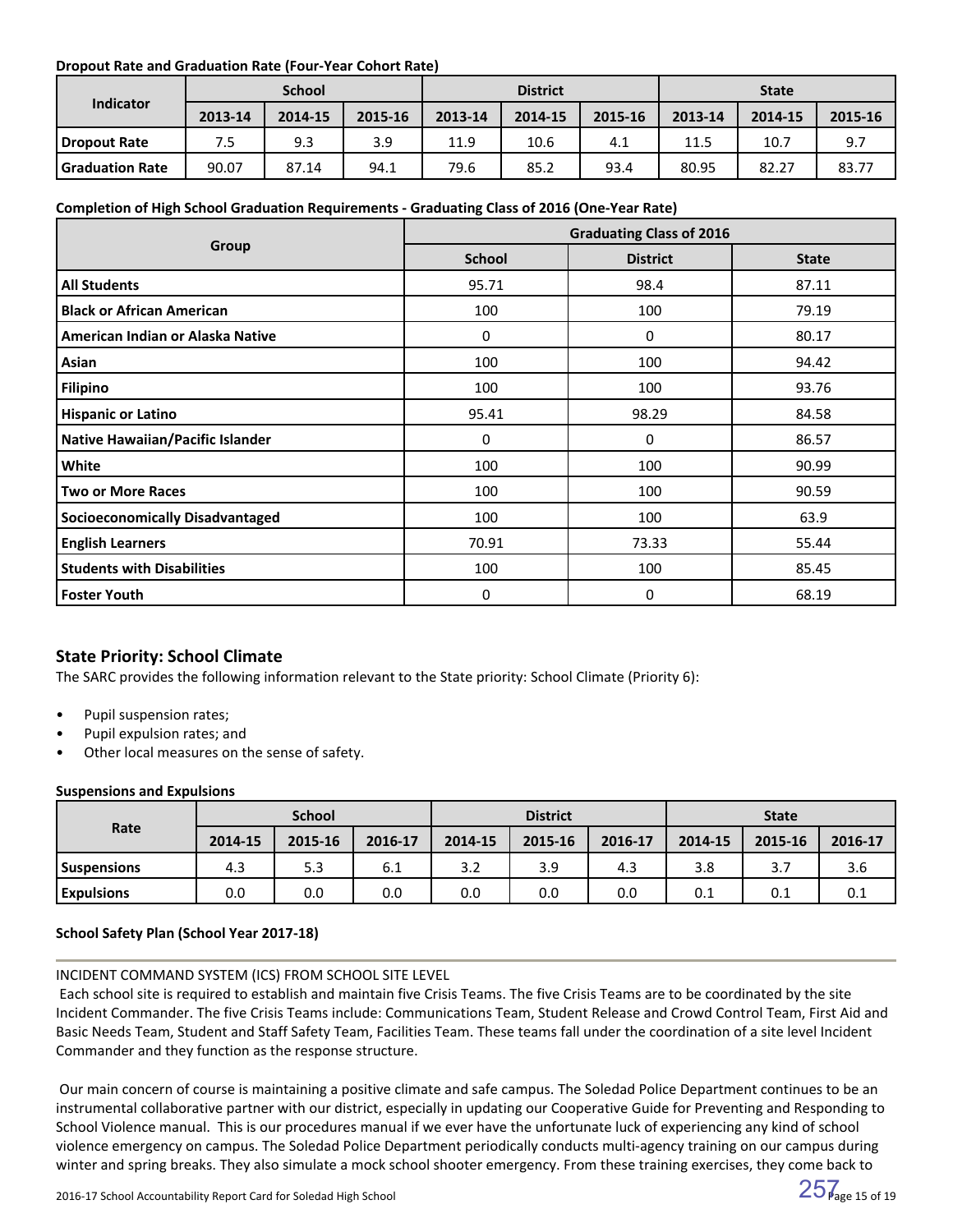**Dropout Rate and Graduation Rate (Four-Year Cohort Rate)**

| Indicator | School | | | District | | | State | | |
|---|---|---|---|---|---|---|---|---|---|
| | 2013-14 | 2014-15 | 2015-16 | 2013-14 | 2014-15 | 2015-16 | 2013-14 | 2014-15 | 2015-16 |
| Dropout Rate | 7.5 | 9.3 | 3.9 | 11.9 | 10.6 | 4.1 | 11.5 | 10.7 | 9.7 |
| Graduation Rate | 90.07 | 87.14 | 94.1 | 79.6 | 85.2 | 93.4 | 80.95 | 82.27 | 83.77 |

**Completion of High School Graduation Requirements - Graduating Class of 2016 (One-Year Rate)**

| Group | Graduating Class of 2016 | | |
|---|---|---|---|
| | School | District | State |
| All Students | 95.71 | 98.4 | 87.11 |
| Black or African American | 100 | 100 | 79.19 |
| American Indian or Alaska Native | 0 | 0 | 80.17 |
| Asian | 100 | 100 | 94.42 |
| Filipino | 100 | 100 | 93.76 |
| Hispanic or Latino | 95.41 | 98.29 | 84.58 |
| Native Hawaiian/Pacific Islander | 0 | 0 | 86.57 |
| White | 100 | 100 | 90.99 |
| Two or More Races | 100 | 100 | 90.59 |
| Socioeconomically Disadvantaged | 100 | 100 | 63.9 |
| English Learners | 70.91 | 73.33 | 55.44 |
| Students with Disabilities | 100 | 100 | 85.45 |
| Foster Youth | 0 | 0 | 68.19 |

## State Priority: School Climate

The SARC provides the following information relevant to the State priority: School Climate (Priority 6):

- Pupil suspension rates;
- Pupil expulsion rates; and
- Other local measures on the sense of safety.

**Suspensions and Expulsions**

| Rate | School | | | District | | | State | | |
|---|---|---|---|---|---|---|---|---|---|
| | 2014-15 | 2015-16 | 2016-17 | 2014-15 | 2015-16 | 2016-17 | 2014-15 | 2015-16 | 2016-17 |
| Suspensions | 4.3 | 5.3 | 6.1 | 3.2 | 3.9 | 4.3 | 3.8 | 3.7 | 3.6 |
| Expulsions | 0.0 | 0.0 | 0.0 | 0.0 | 0.0 | 0.0 | 0.1 | 0.1 | 0.1 |

**School Safety Plan (School Year 2017-18)**

INCIDENT COMMAND SYSTEM (ICS) FROM SCHOOL SITE LEVEL

Each school site is required to establish and maintain five Crisis Teams. The five Crisis Teams are to be coordinated by the site Incident Commander. The five Crisis Teams include: Communications Team, Student Release and Crowd Control Team, First Aid and Basic Needs Team, Student and Staff Safety Team, Facilities Team. These teams fall under the coordination of a site level Incident Commander and they function as the response structure.

Our main concern of course is maintaining a positive climate and safe campus. The Soledad Police Department continues to be an instrumental collaborative partner with our district, especially in updating our Cooperative Guide for Preventing and Responding to School Violence manual. This is our procedures manual if we ever have the unfortunate luck of experiencing any kind of school violence emergency on campus. The Soledad Police Department periodically conducts multi-agency training on our campus during winter and spring breaks. They also simulate a mock school shooter emergency. From these training exercises, they come back to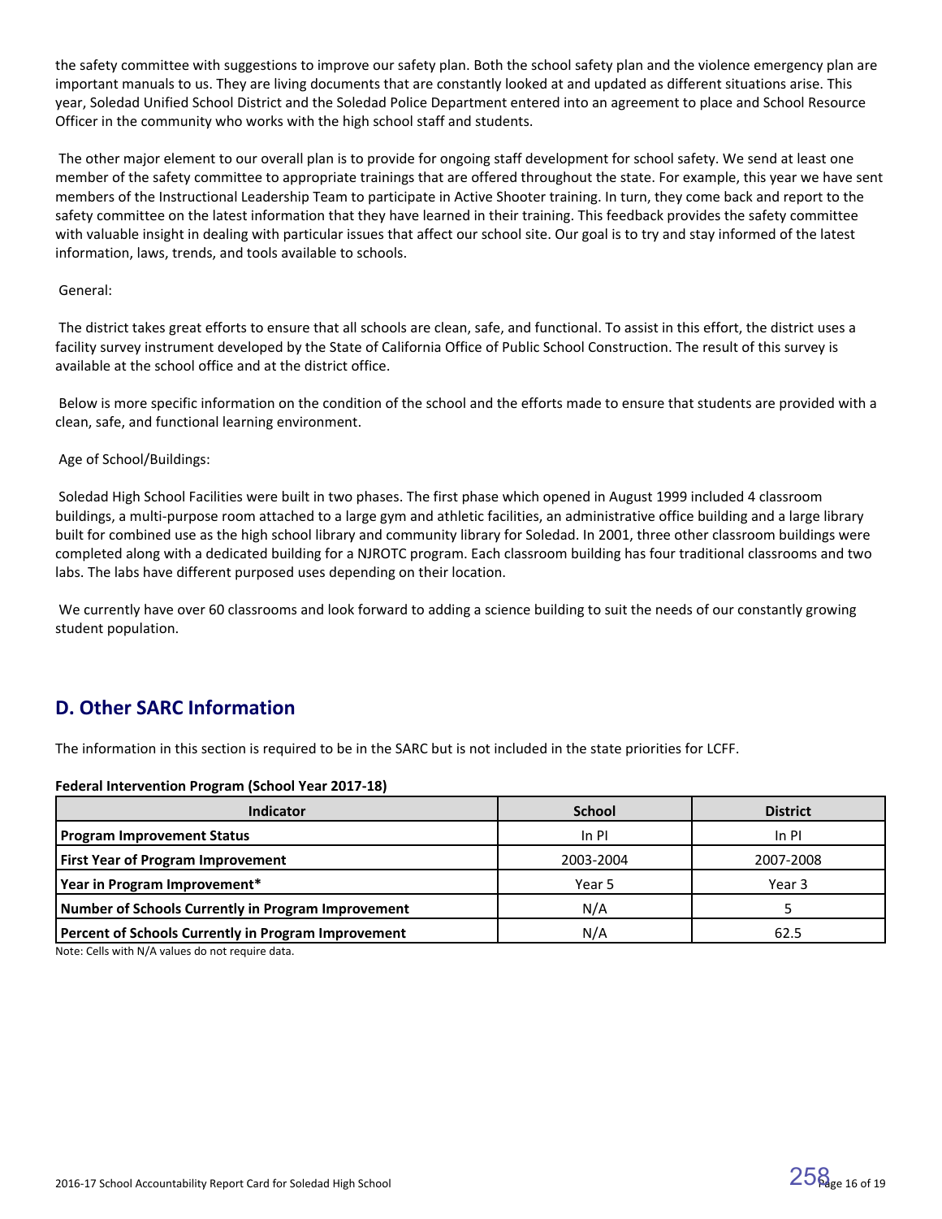the safety committee with suggestions to improve our safety plan. Both the school safety plan and the violence emergency plan are important manuals to us. They are living documents that are constantly looked at and updated as different situations arise. This year, Soledad Unified School District and the Soledad Police Department entered into an agreement to place and School Resource Officer in the community who works with the high school staff and students.

The other major element to our overall plan is to provide for ongoing staff development for school safety. We send at least one member of the safety committee to appropriate trainings that are offered throughout the state. For example, this year we have sent members of the Instructional Leadership Team to participate in Active Shooter training. In turn, they come back and report to the safety committee on the latest information that they have learned in their training. This feedback provides the safety committee with valuable insight in dealing with particular issues that affect our school site. Our goal is to try and stay informed of the latest information, laws, trends, and tools available to schools.

General:

The district takes great efforts to ensure that all schools are clean, safe, and functional. To assist in this effort, the district uses a facility survey instrument developed by the State of California Office of Public School Construction. The result of this survey is available at the school office and at the district office.

Below is more specific information on the condition of the school and the efforts made to ensure that students are provided with a clean, safe, and functional learning environment.

Age of School/Buildings:

Soledad High School Facilities were built in two phases. The first phase which opened in August 1999 included 4 classroom buildings, a multi-purpose room attached to a large gym and athletic facilities, an administrative office building and a large library built for combined use as the high school library and community library for Soledad. In 2001, three other classroom buildings were completed along with a dedicated building for a NJROTC program. Each classroom building has four traditional classrooms and two labs. The labs have different purposed uses depending on their location.

We currently have over 60 classrooms and look forward to adding a science building to suit the needs of our constantly growing student population.

## D. Other SARC Information

The information in this section is required to be in the SARC but is not included in the state priorities for LCFF.

**Federal Intervention Program (School Year 2017-18)**

| Indicator | School | District |
|---|---|---|
| **Program Improvement Status** | In PI | In PI |
| **First Year of Program Improvement** | 2003-2004 | 2007-2008 |
| **Year in Program Improvement*** | Year 5 | Year 3 |
| **Number of Schools Currently in Program Improvement** | N/A | 5 |
| **Percent of Schools Currently in Program Improvement** | N/A | 62.5 |

Note: Cells with N/A values do not require data.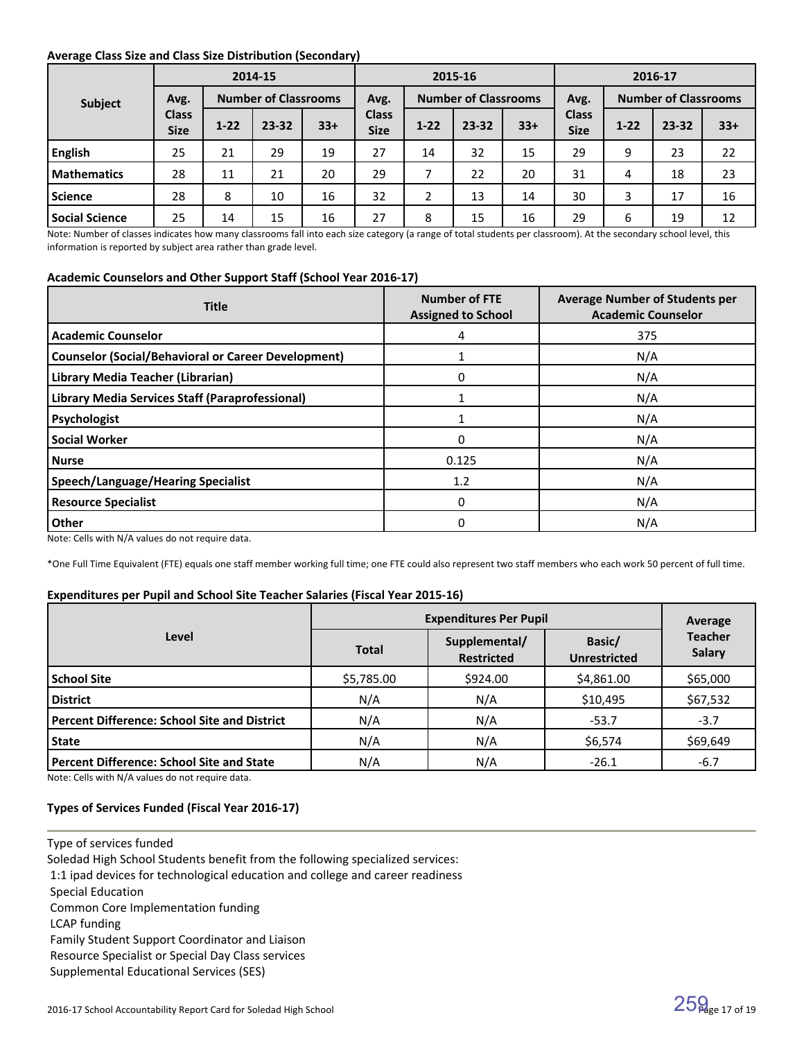**Average Class Size and Class Size Distribution (Secondary)**

| Subject | 2014-15 | | | | 2015-16 | | | | 2016-17 | | | |
|---|---|---|---|---|---|---|---|---|---|---|---|---|
| | Avg. Class Size | Number of Classrooms | | | Avg. Class Size | Number of Classrooms | | | Avg. Class Size | Number of Classrooms | | |
| | | 1-22 | 23-32 | 33+ | | 1-22 | 23-32 | 33+ | | 1-22 | 23-32 | 33+ |
| English | 25 | 21 | 29 | 19 | 27 | 14 | 32 | 15 | 29 | 9 | 23 | 22 |
| Mathematics | 28 | 11 | 21 | 20 | 29 | 7 | 22 | 20 | 31 | 4 | 18 | 23 |
| Science | 28 | 8 | 10 | 16 | 32 | 2 | 13 | 14 | 30 | 3 | 17 | 16 |
| Social Science | 25 | 14 | 15 | 16 | 27 | 8 | 15 | 16 | 29 | 6 | 19 | 12 |

Note: Number of classes indicates how many classrooms fall into each size category (a range of total students per classroom). At the secondary school level, this information is reported by subject area rather than grade level.

**Academic Counselors and Other Support Staff (School Year 2016-17)**

| Title | Number of FTE Assigned to School | Average Number of Students per Academic Counselor |
|---|---|---|
| Academic Counselor | 4 | 375 |
| Counselor (Social/Behavioral or Career Development) | 1 | N/A |
| Library Media Teacher (Librarian) | 0 | N/A |
| Library Media Services Staff (Paraprofessional) | 1 | N/A |
| Psychologist | 1 | N/A |
| Social Worker | 0 | N/A |
| Nurse | 0.125 | N/A |
| Speech/Language/Hearing Specialist | 1.2 | N/A |
| Resource Specialist | 0 | N/A |
| Other | 0 | N/A |

Note: Cells with N/A values do not require data.

*One Full Time Equivalent (FTE) equals one staff member working full time; one FTE could also represent two staff members who each work 50 percent of full time.

**Expenditures per Pupil and School Site Teacher Salaries (Fiscal Year 2015-16)**

| Level | Expenditures Per Pupil | | | Average Teacher Salary |
|---|---|---|---|---|
| | Total | Supplemental/ Restricted | Basic/ Unrestricted | |
| School Site | $5,785.00 | $924.00 | $4,861.00 | $65,000 |
| District | N/A | N/A | $10,495 | $67,532 |
| Percent Difference: School Site and District | N/A | N/A | -53.7 | -3.7 |
| State | N/A | N/A | $6,574 | $69,649 |
| Percent Difference: School Site and State | N/A | N/A | -26.1 | -6.7 |

Note: Cells with N/A values do not require data.

**Types of Services Funded (Fiscal Year 2016-17)**

Type of services funded
Soledad High School Students benefit from the following specialized services:
1:1 ipad devices for technological education and college and career readiness
Special Education
Common Core Implementation funding
LCAP funding
Family Student Support Coordinator and Liaison
Resource Specialist or Special Day Class services
Supplemental Educational Services (SES)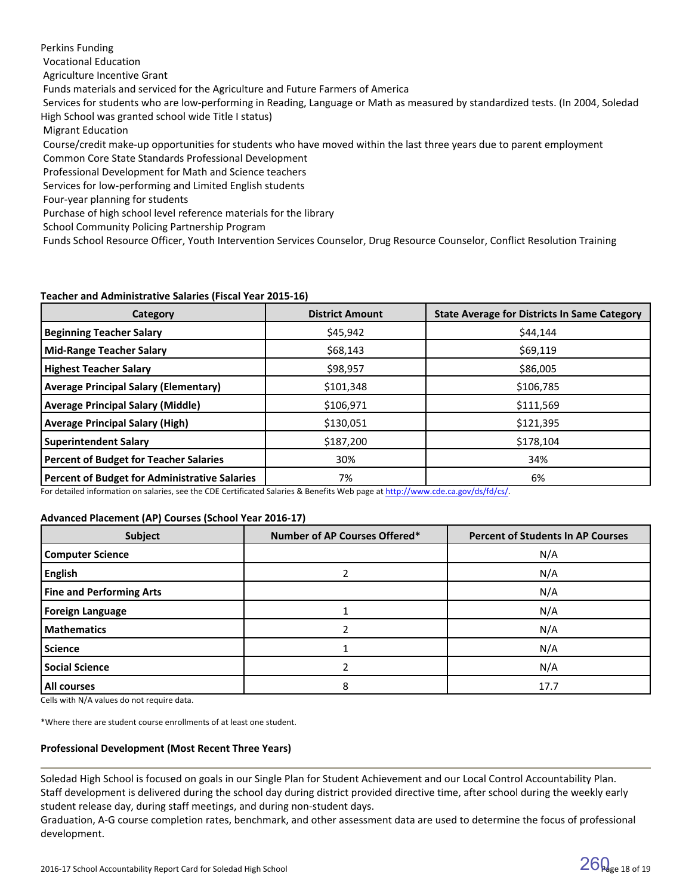Perkins Funding
Vocational Education
Agriculture Incentive Grant
Funds materials and serviced for the Agriculture and Future Farmers of America
Services for students who are low-performing in Reading, Language or Math as measured by standardized tests. (In 2004, Soledad High School was granted school wide Title I status)
Migrant Education
Course/credit make-up opportunities for students who have moved within the last three years due to parent employment
Common Core State Standards Professional Development
Professional Development for Math and Science teachers
Services for low-performing and Limited English students
Four-year planning for students
Purchase of high school level reference materials for the library
School Community Policing Partnership Program
Funds School Resource Officer, Youth Intervention Services Counselor, Drug Resource Counselor, Conflict Resolution Training

**Teacher and Administrative Salaries (Fiscal Year 2015-16)**

| Category | District Amount | State Average for Districts In Same Category |
|---|---|---|
| **Beginning Teacher Salary** | $45,942 | $44,144 |
| **Mid-Range Teacher Salary** | $68,143 | $69,119 |
| **Highest Teacher Salary** | $98,957 | $86,005 |
| **Average Principal Salary (Elementary)** | $101,348 | $106,785 |
| **Average Principal Salary (Middle)** | $106,971 | $111,569 |
| **Average Principal Salary (High)** | $130,051 | $121,395 |
| **Superintendent Salary** | $187,200 | $178,104 |
| **Percent of Budget for Teacher Salaries** | 30% | 34% |
| **Percent of Budget for Administrative Salaries** | 7% | 6% |

For detailed information on salaries, see the CDE Certificated Salaries & Benefits Web page at http://www.cde.ca.gov/ds/fd/cs/.

**Advanced Placement (AP) Courses (School Year 2016-17)**

| Subject | Number of AP Courses Offered* | Percent of Students In AP Courses |
|---|---|---|
| **Computer Science** | | N/A |
| **English** | 2 | N/A |
| **Fine and Performing Arts** | | N/A |
| **Foreign Language** | 1 | N/A |
| **Mathematics** | 2 | N/A |
| **Science** | 1 | N/A |
| **Social Science** | 2 | N/A |
| **All courses** | 8 | 17.7 |

Cells with N/A values do not require data.

*Where there are student course enrollments of at least one student.

**Professional Development (Most Recent Three Years)**

Soledad High School is focused on goals in our Single Plan for Student Achievement and our Local Control Accountability Plan. Staff development is delivered during the school day during district provided directive time, after school during the weekly early student release day, during staff meetings, and during non-student days.
Graduation, A-G course completion rates, benchmark, and other assessment data are used to determine the focus of professional development.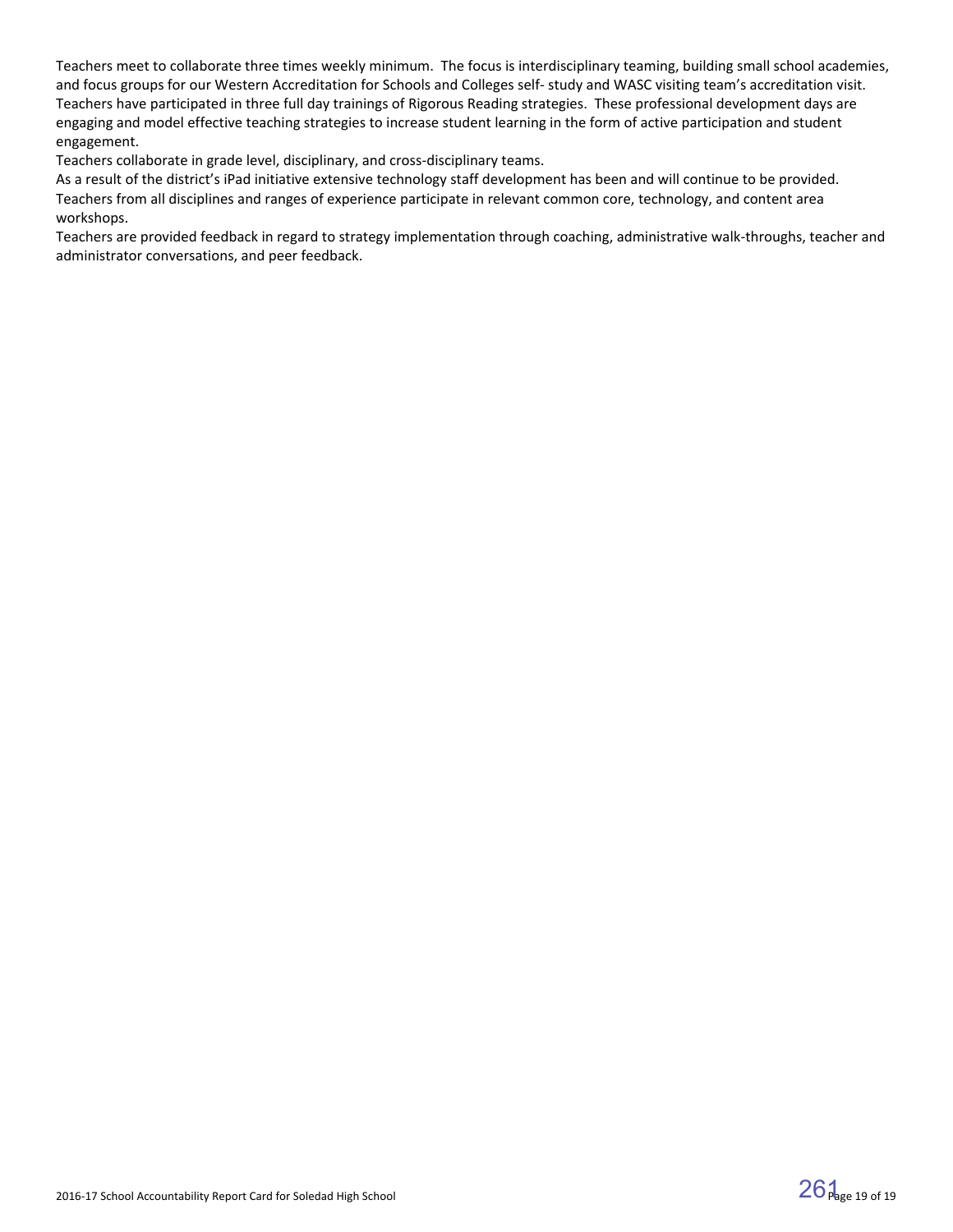Teachers meet to collaborate three times weekly minimum. The focus is interdisciplinary teaming, building small school academies, and focus groups for our Western Accreditation for Schools and Colleges self- study and WASC visiting team's accreditation visit.
Teachers have participated in three full day trainings of Rigorous Reading strategies. These professional development days are engaging and model effective teaching strategies to increase student learning in the form of active participation and student engagement.
Teachers collaborate in grade level, disciplinary, and cross-disciplinary teams.
As a result of the district's iPad initiative extensive technology staff development has been and will continue to be provided.
Teachers from all disciplines and ranges of experience participate in relevant common core, technology, and content area workshops.
Teachers are provided feedback in regard to strategy implementation through coaching, administrative walk-throughs, teacher and administrator conversations, and peer feedback.